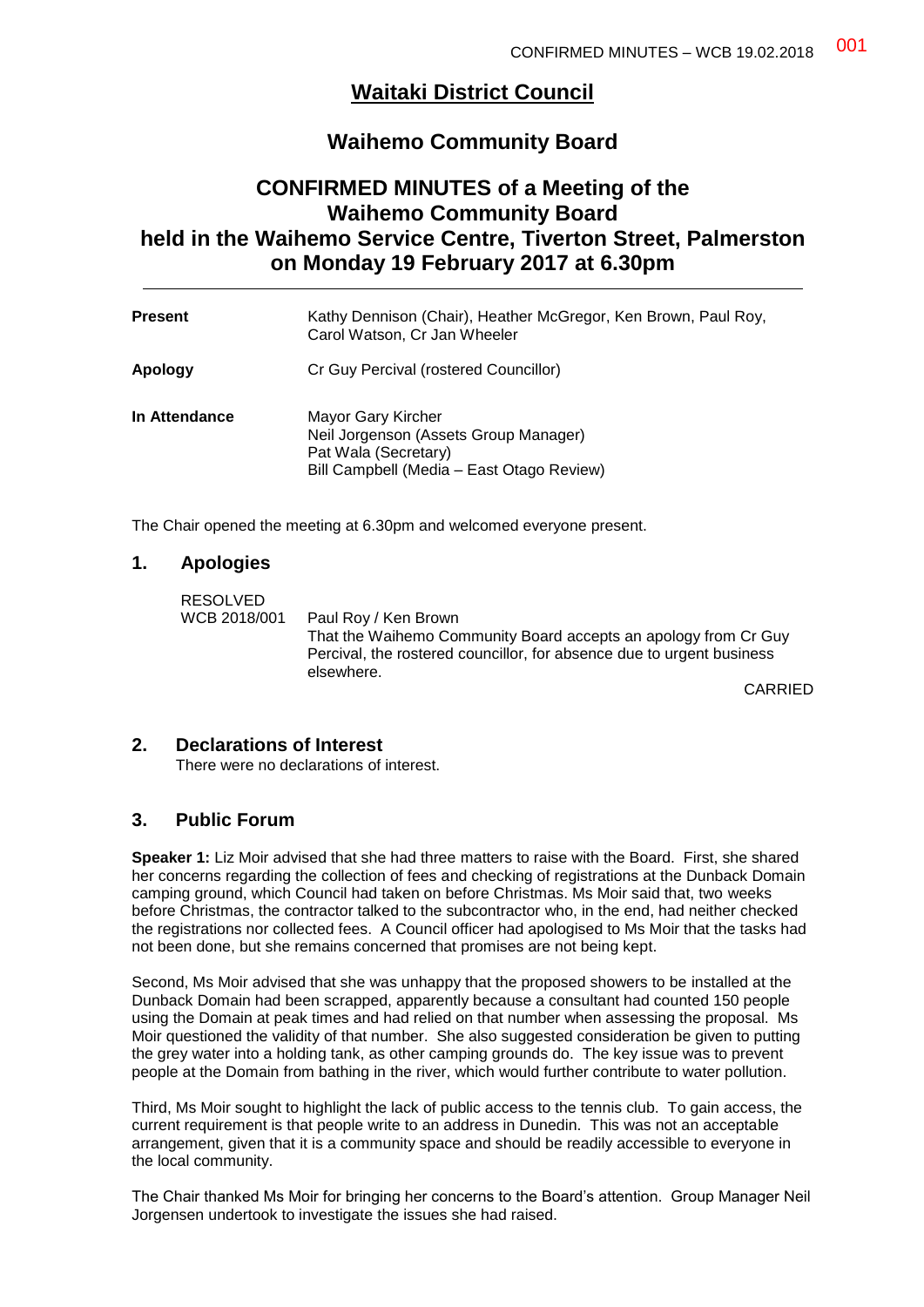# Waitaki District Council

## Waihemo Community Board

## CONFIRMED MINUTES of a Meeting of the Waihemo Community Board held in the Waihemo Service Centre, Tiverton Street, Palmerston on Monday 19 February 2017 at 6.30pm

| | |
|---|---|
| **Present** | Kathy Dennison (Chair), Heather McGregor, Ken Brown, Paul Roy, Carol Watson, Cr Jan Wheeler |
| **Apology** | Cr Guy Percival (rostered Councillor) |
| **In Attendance** | Mayor Gary Kircher<br>Neil Jorgenson (Assets Group Manager)<br>Pat Wala (Secretary)<br>Bill Campbell (Media – East Otago Review) |

The Chair opened the meeting at 6.30pm and welcomed everyone present.

## 1. Apologies

RESOLVED
WCB 2018/001 Paul Roy / Ken Brown
That the Waihemo Community Board accepts an apology from Cr Guy Percival, the rostered councillor, for absence due to urgent business elsewhere.

CARRIED

## 2. Declarations of Interest

There were no declarations of interest.

## 3. Public Forum

**Speaker 1:** Liz Moir advised that she had three matters to raise with the Board. First, she shared her concerns regarding the collection of fees and checking of registrations at the Dunback Domain camping ground, which Council had taken on before Christmas. Ms Moir said that, two weeks before Christmas, the contractor talked to the subcontractor who, in the end, had neither checked the registrations nor collected fees. A Council officer had apologised to Ms Moir that the tasks had not been done, but she remains concerned that promises are not being kept.

Second, Ms Moir advised that she was unhappy that the proposed showers to be installed at the Dunback Domain had been scrapped, apparently because a consultant had counted 150 people using the Domain at peak times and had relied on that number when assessing the proposal. Ms Moir questioned the validity of that number. She also suggested consideration be given to putting the grey water into a holding tank, as other camping grounds do. The key issue was to prevent people at the Domain from bathing in the river, which would further contribute to water pollution.

Third, Ms Moir sought to highlight the lack of public access to the tennis club. To gain access, the current requirement is that people write to an address in Dunedin. This was not an acceptable arrangement, given that it is a community space and should be readily accessible to everyone in the local community.

The Chair thanked Ms Moir for bringing her concerns to the Board's attention. Group Manager Neil Jorgensen undertook to investigate the issues she had raised.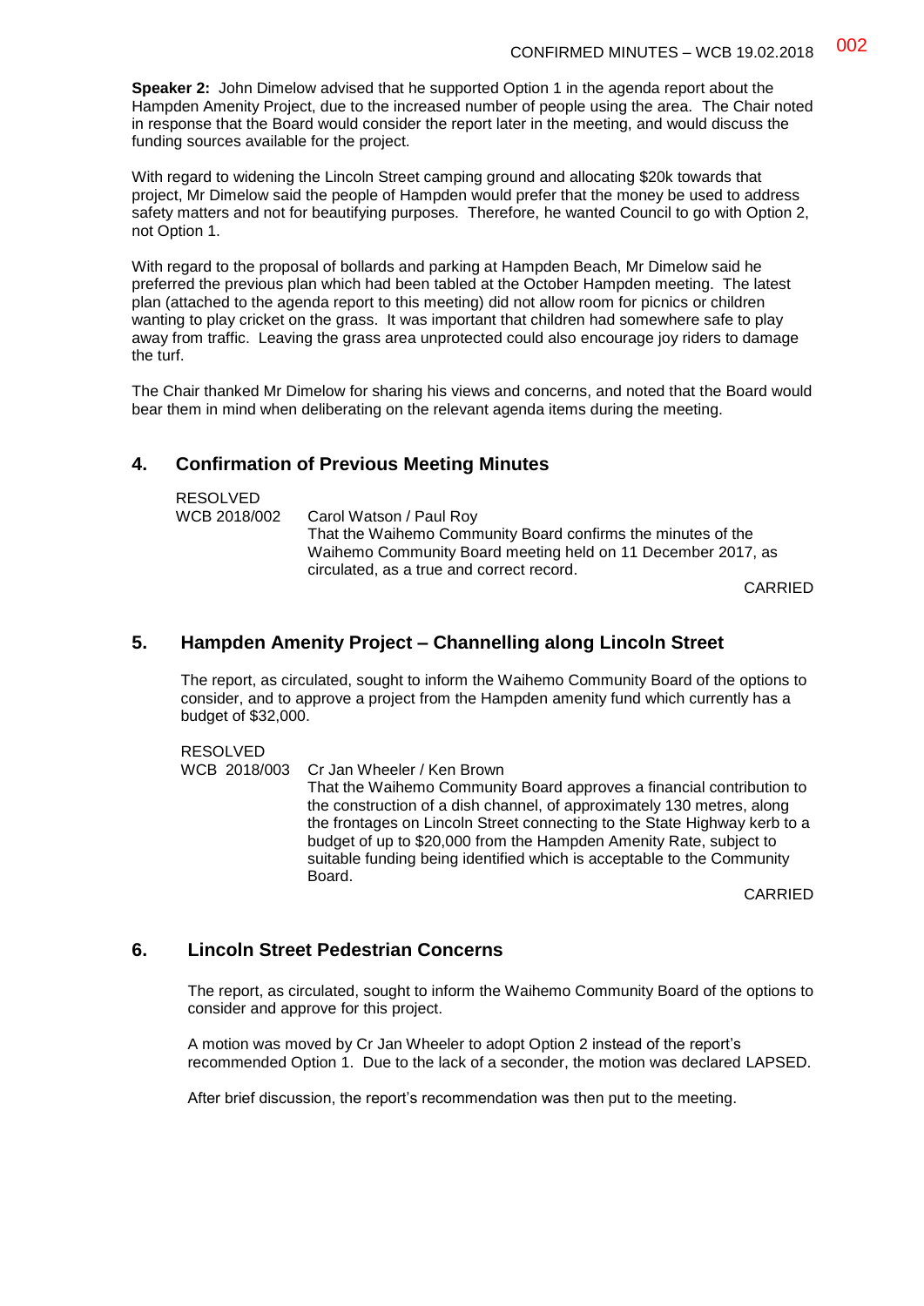**Speaker 2:** John Dimelow advised that he supported Option 1 in the agenda report about the Hampden Amenity Project, due to the increased number of people using the area. The Chair noted in response that the Board would consider the report later in the meeting, and would discuss the funding sources available for the project.

With regard to widening the Lincoln Street camping ground and allocating $20k towards that project, Mr Dimelow said the people of Hampden would prefer that the money be used to address safety matters and not for beautifying purposes. Therefore, he wanted Council to go with Option 2, not Option 1.

With regard to the proposal of bollards and parking at Hampden Beach, Mr Dimelow said he preferred the previous plan which had been tabled at the October Hampden meeting. The latest plan (attached to the agenda report to this meeting) did not allow room for picnics or children wanting to play cricket on the grass. It was important that children had somewhere safe to play away from traffic. Leaving the grass area unprotected could also encourage joy riders to damage the turf.

The Chair thanked Mr Dimelow for sharing his views and concerns, and noted that the Board would bear them in mind when deliberating on the relevant agenda items during the meeting.

## 4. Confirmation of Previous Meeting Minutes

RESOLVED
WCB 2018/002 Carol Watson / Paul Roy

That the Waihemo Community Board confirms the minutes of the Waihemo Community Board meeting held on 11 December 2017, as circulated, as a true and correct record.

CARRIED

## 5. Hampden Amenity Project – Channelling along Lincoln Street

The report, as circulated, sought to inform the Waihemo Community Board of the options to consider, and to approve a project from the Hampden amenity fund which currently has a budget of $32,000.

RESOLVED
WCB 2018/003 Cr Jan Wheeler / Ken Brown

That the Waihemo Community Board approves a financial contribution to the construction of a dish channel, of approximately 130 metres, along the frontages on Lincoln Street connecting to the State Highway kerb to a budget of up to $20,000 from the Hampden Amenity Rate, subject to suitable funding being identified which is acceptable to the Community Board.

CARRIED

## 6. Lincoln Street Pedestrian Concerns

The report, as circulated, sought to inform the Waihemo Community Board of the options to consider and approve for this project.

A motion was moved by Cr Jan Wheeler to adopt Option 2 instead of the report's recommended Option 1. Due to the lack of a seconder, the motion was declared LAPSED.

After brief discussion, the report's recommendation was then put to the meeting.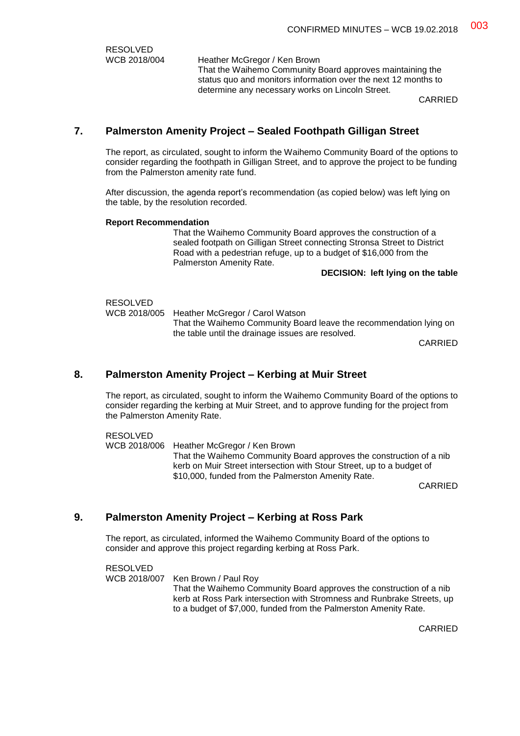RESOLVED
WCB 2018/004 Heather McGregor / Ken Brown
That the Waihemo Community Board approves maintaining the status quo and monitors information over the next 12 months to determine any necessary works on Lincoln Street.

CARRIED

## 7. Palmerston Amenity Project – Sealed Foothpath Gilligan Street

The report, as circulated, sought to inform the Waihemo Community Board of the options to consider regarding the foothpath in Gilligan Street, and to approve the project to be funding from the Palmerston amenity rate fund.

After discussion, the agenda report's recommendation (as copied below) was left lying on the table, by the resolution recorded.

**Report Recommendation**

That the Waihemo Community Board approves the construction of a sealed footpath on Gilligan Street connecting Stronsa Street to District Road with a pedestrian refuge, up to a budget of $16,000 from the Palmerston Amenity Rate.

**DECISION: left lying on the table**

RESOLVED
WCB 2018/005 Heather McGregor / Carol Watson
That the Waihemo Community Board leave the recommendation lying on the table until the drainage issues are resolved.

CARRIED

## 8. Palmerston Amenity Project – Kerbing at Muir Street

The report, as circulated, sought to inform the Waihemo Community Board of the options to consider regarding the kerbing at Muir Street, and to approve funding for the project from the Palmerston Amenity Rate.

RESOLVED
WCB 2018/006 Heather McGregor / Ken Brown
That the Waihemo Community Board approves the construction of a nib kerb on Muir Street intersection with Stour Street, up to a budget of $10,000, funded from the Palmerston Amenity Rate.

CARRIED

## 9. Palmerston Amenity Project – Kerbing at Ross Park

The report, as circulated, informed the Waihemo Community Board of the options to consider and approve this project regarding kerbing at Ross Park.

RESOLVED
WCB 2018/007 Ken Brown / Paul Roy
That the Waihemo Community Board approves the construction of a nib kerb at Ross Park intersection with Stromness and Runbrake Streets, up to a budget of $7,000, funded from the Palmerston Amenity Rate.

CARRIED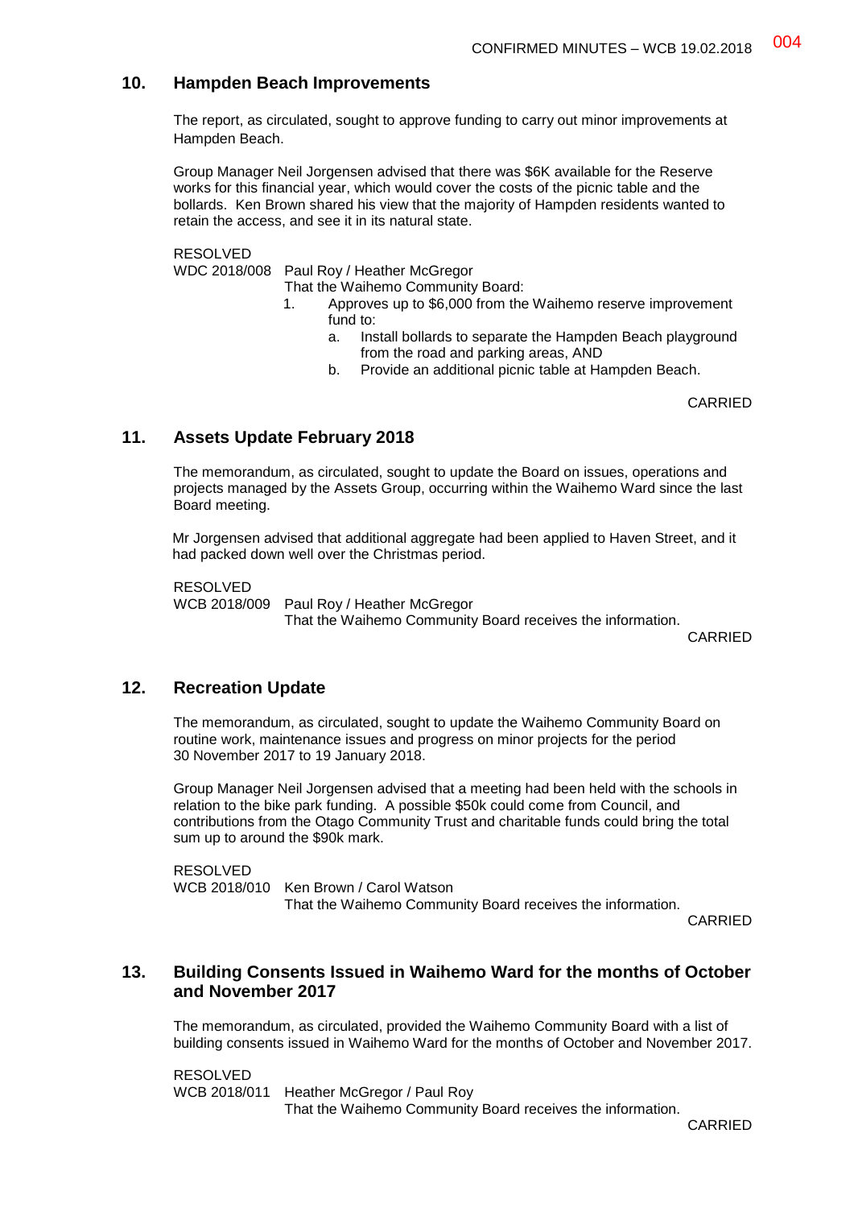## 10. Hampden Beach Improvements

The report, as circulated, sought to approve funding to carry out minor improvements at Hampden Beach.

Group Manager Neil Jorgensen advised that there was $6K available for the Reserve works for this financial year, which would cover the costs of the picnic table and the bollards. Ken Brown shared his view that the majority of Hampden residents wanted to retain the access, and see it in its natural state.

RESOLVED
WDC 2018/008 Paul Roy / Heather McGregor
That the Waihemo Community Board:

1. Approves up to $6,000 from the Waihemo reserve improvement fund to:
   a. Install bollards to separate the Hampden Beach playground from the road and parking areas, AND
   b. Provide an additional picnic table at Hampden Beach.

CARRIED

## 11. Assets Update February 2018

The memorandum, as circulated, sought to update the Board on issues, operations and projects managed by the Assets Group, occurring within the Waihemo Ward since the last Board meeting.

Mr Jorgensen advised that additional aggregate had been applied to Haven Street, and it had packed down well over the Christmas period.

RESOLVED
WCB 2018/009 Paul Roy / Heather McGregor
That the Waihemo Community Board receives the information.

CARRIED

## 12. Recreation Update

The memorandum, as circulated, sought to update the Waihemo Community Board on routine work, maintenance issues and progress on minor projects for the period 30 November 2017 to 19 January 2018.

Group Manager Neil Jorgensen advised that a meeting had been held with the schools in relation to the bike park funding. A possible $50k could come from Council, and contributions from the Otago Community Trust and charitable funds could bring the total sum up to around the $90k mark.

RESOLVED
WCB 2018/010 Ken Brown / Carol Watson
That the Waihemo Community Board receives the information.

CARRIED

## 13. Building Consents Issued in Waihemo Ward for the months of October and November 2017

The memorandum, as circulated, provided the Waihemo Community Board with a list of building consents issued in Waihemo Ward for the months of October and November 2017.

RESOLVED
WCB 2018/011 Heather McGregor / Paul Roy
That the Waihemo Community Board receives the information.

CARRIED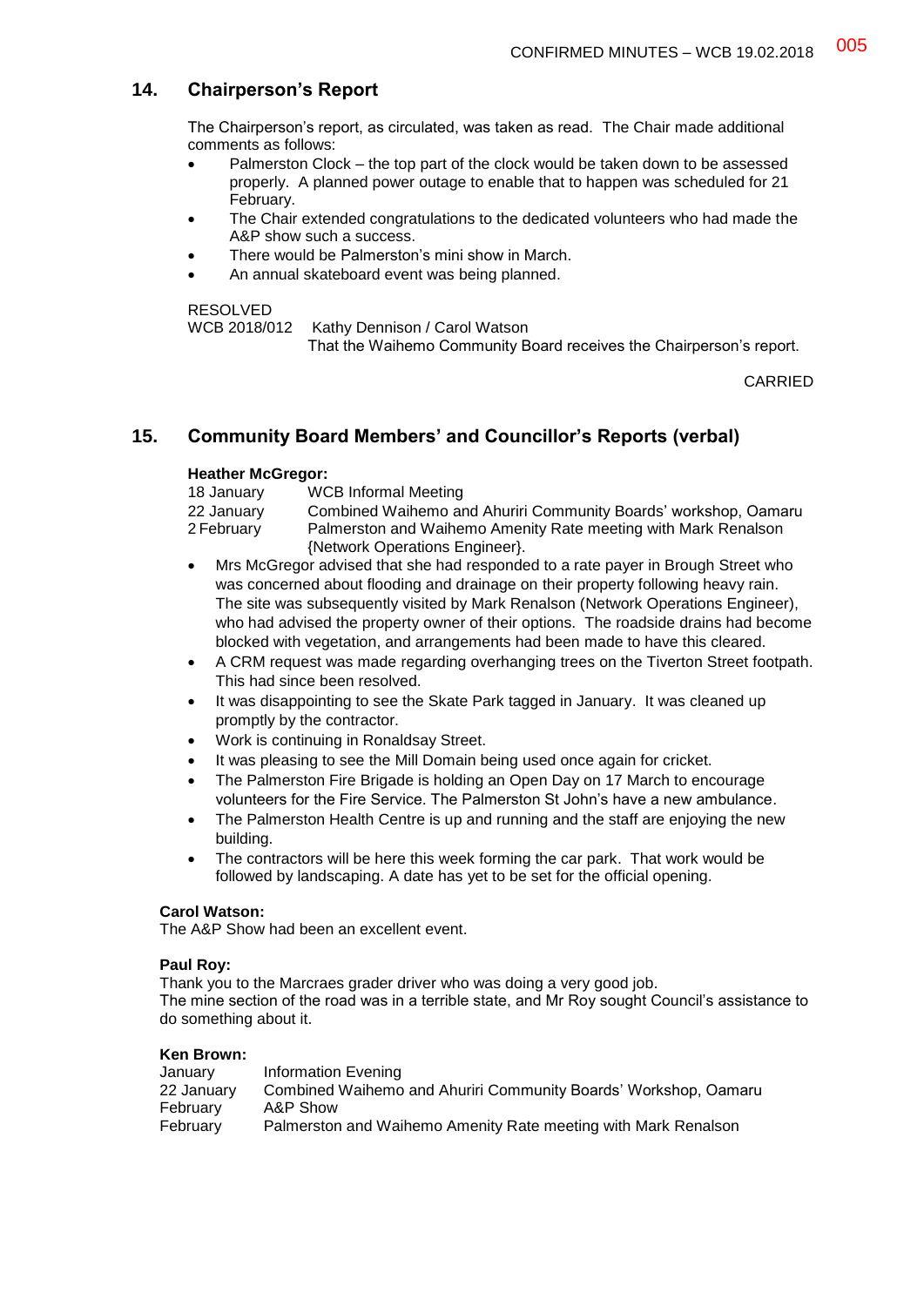## 14. Chairperson's Report

The Chairperson's report, as circulated, was taken as read. The Chair made additional comments as follows:

- Palmerston Clock – the top part of the clock would be taken down to be assessed properly. A planned power outage to enable that to happen was scheduled for 21 February.
- The Chair extended congratulations to the dedicated volunteers who had made the A&P show such a success.
- There would be Palmerston's mini show in March.
- An annual skateboard event was being planned.

RESOLVED
WCB 2018/012 Kathy Dennison / Carol Watson
That the Waihemo Community Board receives the Chairperson's report.

CARRIED

## 15. Community Board Members' and Councillor's Reports (verbal)

**Heather McGregor:**

| | |
|---|---|
| 18 January | WCB Informal Meeting |
| 22 January | Combined Waihemo and Ahuriri Community Boards' workshop, Oamaru |
| 2 February | Palmerston and Waihemo Amenity Rate meeting with Mark Renalson {Network Operations Engineer}. |

- Mrs McGregor advised that she had responded to a rate payer in Brough Street who was concerned about flooding and drainage on their property following heavy rain. The site was subsequently visited by Mark Renalson (Network Operations Engineer), who had advised the property owner of their options. The roadside drains had become blocked with vegetation, and arrangements had been made to have this cleared.
- A CRM request was made regarding overhanging trees on the Tiverton Street footpath. This had since been resolved.
- It was disappointing to see the Skate Park tagged in January. It was cleaned up promptly by the contractor.
- Work is continuing in Ronaldsay Street.
- It was pleasing to see the Mill Domain being used once again for cricket.
- The Palmerston Fire Brigade is holding an Open Day on 17 March to encourage volunteers for the Fire Service. The Palmerston St John's have a new ambulance.
- The Palmerston Health Centre is up and running and the staff are enjoying the new building.
- The contractors will be here this week forming the car park. That work would be followed by landscaping. A date has yet to be set for the official opening.

**Carol Watson:**
The A&P Show had been an excellent event.

**Paul Roy:**
Thank you to the Marcraes grader driver who was doing a very good job.
The mine section of the road was in a terrible state, and Mr Roy sought Council's assistance to do something about it.

**Ken Brown:**

| | |
|---|---|
| January | Information Evening |
| 22 January | Combined Waihemo and Ahuriri Community Boards' Workshop, Oamaru |
| February | A&P Show |
| February | Palmerston and Waihemo Amenity Rate meeting with Mark Renalson |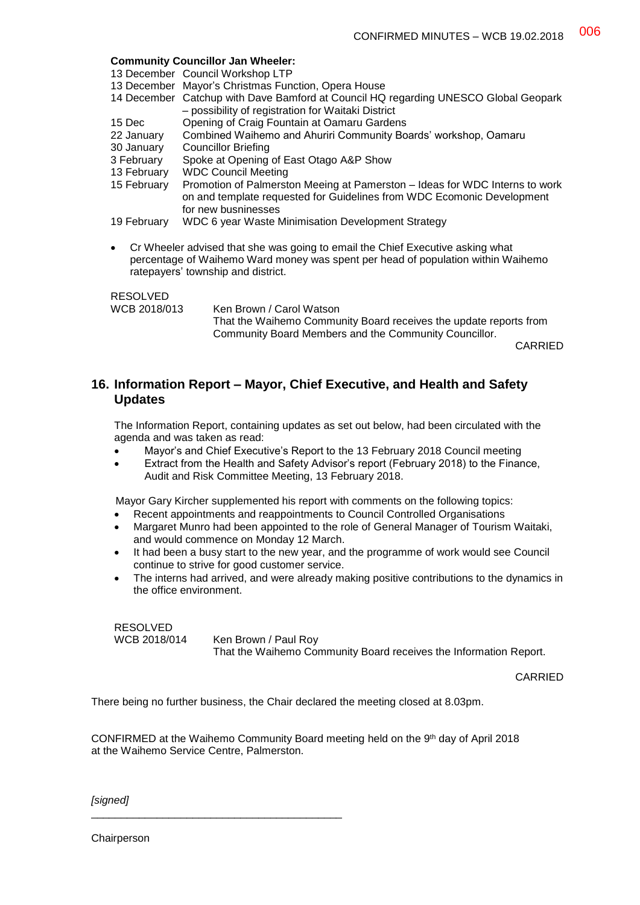**Community Councillor Jan Wheeler:**

| | |
|---|---|
| 13 December | Council Workshop LTP |
| 13 December | Mayor's Christmas Function, Opera House |
| 14 December | Catchup with Dave Bamford at Council HQ regarding UNESCO Global Geopark – possibility of registration for Waitaki District |
| 15 Dec | Opening of Craig Fountain at Oamaru Gardens |
| 22 January | Combined Waihemo and Ahuriri Community Boards' workshop, Oamaru |
| 30 January | Councillor Briefing |
| 3 February | Spoke at Opening of East Otago A&P Show |
| 13 February | WDC Council Meeting |
| 15 February | Promotion of Palmerston Meeing at Pamerston – Ideas for WDC Interns to work on and template requested for Guidelines from WDC Ecomonic Development for new busninesses |
| 19 February | WDC 6 year Waste Minimisation Development Strategy |

- Cr Wheeler advised that she was going to email the Chief Executive asking what percentage of Waihemo Ward money was spent per head of population within Waihemo ratepayers' township and district.

RESOLVED
WCB 2018/013 Ken Brown / Carol Watson
That the Waihemo Community Board receives the update reports from Community Board Members and the Community Councillor.

CARRIED

## 16. Information Report – Mayor, Chief Executive, and Health and Safety Updates

The Information Report, containing updates as set out below, had been circulated with the agenda and was taken as read:

- Mayor's and Chief Executive's Report to the 13 February 2018 Council meeting
- Extract from the Health and Safety Advisor's report (February 2018) to the Finance, Audit and Risk Committee Meeting, 13 February 2018.

Mayor Gary Kircher supplemented his report with comments on the following topics:

- Recent appointments and reappointments to Council Controlled Organisations
- Margaret Munro had been appointed to the role of General Manager of Tourism Waitaki, and would commence on Monday 12 March.
- It had been a busy start to the new year, and the programme of work would see Council continue to strive for good customer service.
- The interns had arrived, and were already making positive contributions to the dynamics in the office environment.

RESOLVED
WCB 2018/014 Ken Brown / Paul Roy
That the Waihemo Community Board receives the Information Report.

CARRIED

There being no further business, the Chair declared the meeting closed at 8.03pm.

CONFIRMED at the Waihemo Community Board meeting held on the 9th day of April 2018 at the Waihemo Service Centre, Palmerston.

*[signed]*

\_\_\_\_\_\_\_\_\_\_\_\_\_\_\_\_\_\_\_\_\_\_\_\_\_\_\_\_\_\_\_\_\_\_\_\_\_\_\_\_\_\_

Chairperson